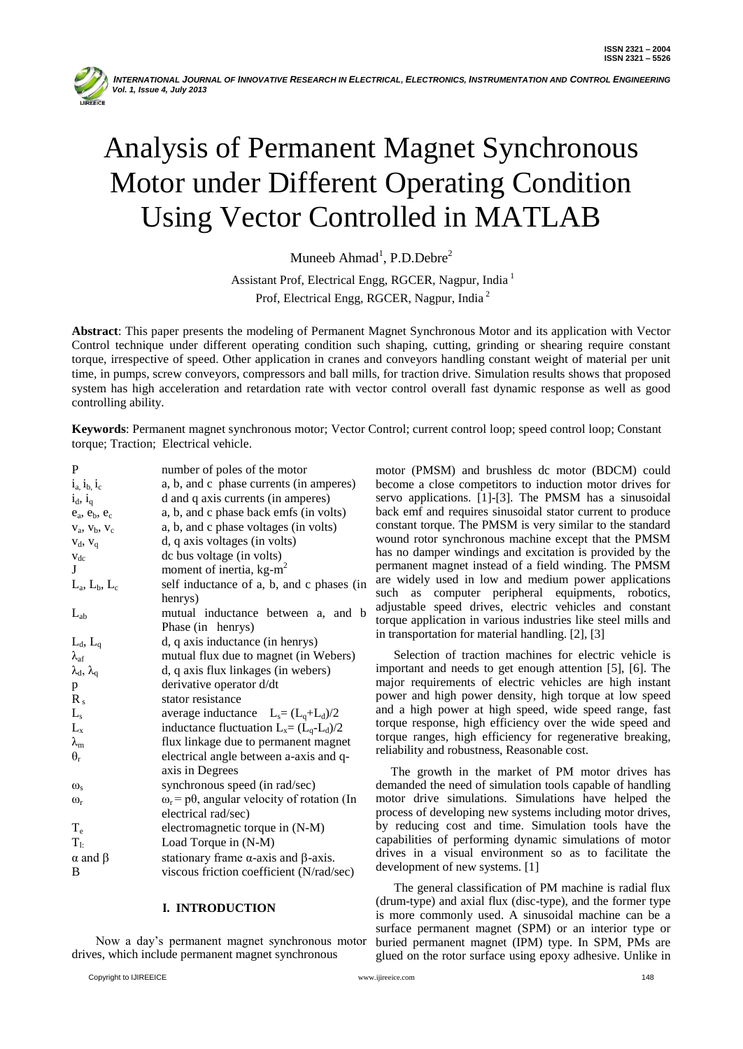# Analysis of Permanent Magnet Synchronous Motor under Different Operating Condition Using Vector Controlled in MATLAB

Muneeb Ahmad[1], P.D.Debre[2]

Assistant Prof, Electrical Engg, RGCER, Nagpur, India [1]

Prof, Electrical Engg, RGCER, Nagpur, India [2]

**Abstract**: This paper presents the modeling of Permanent Magnet Synchronous Motor and its application with Vector Control technique under different operating condition such shaping, cutting, grinding or shearing require constant torque, irrespective of speed. Other application in cranes and conveyors handling constant weight of material per unit time, in pumps, screw conveyors, compressors and ball mills, for traction drive. Simulation results shows that proposed system has high acceleration and retardation rate with vector control overall fast dynamic response as well as good controlling ability.

**Keywords**: Permanent magnet synchronous motor; Vector Control; current control loop; speed control loop; Constant torque; Traction; Electrical vehicle.

| | |
|---|---|
| P | number of poles of the motor |
| $i_a, i_b, i_c$ | a, b, and c phase currents (in amperes) |
| $i_d, i_q$ | d and q axis currents (in amperes) |
| $e_a, e_b, e_c$ | a, b, and c phase back emfs (in volts) |
| $v_a, v_b, v_c$ | a, b, and c phase voltages (in volts) |
| $v_d, v_q$ | d, q axis voltages (in volts) |
| $v_{dc}$ | dc bus voltage (in volts) |
| J | moment of inertia, kg-m$^2$ |
| $L_a, L_b, L_c$ | self inductance of a, b, and c phases (in henrys) |
| $L_{ab}$ | mutual inductance between a, and b Phase (in henrys) |
| $L_d, L_q$ | d, q axis inductance (in henrys) |
| $\lambda_{af}$ | mutual flux due to magnet (in Webers) |
| $\lambda_d, \lambda_q$ | d, q axis flux linkages (in webers) |
| p | derivative operator d/dt |
| $R_s$ | stator resistance |
| $L_s$ | average inductance $L_s = (L_q+L_d)/2$ |
| $L_x$ | inductance fluctuation $L_x = (L_q-L_d)/2$ |
| $\lambda_m$ | flux linkage due to permanent magnet |
| $\theta_r$ | electrical angle between a-axis and q-axis in Degrees |
| $\omega_s$ | synchronous speed (in rad/sec) |
| $\omega_r$ | $\omega_r = p\theta$, angular velocity of rotation (In electrical rad/sec) |
| $T_e$ | electromagnetic torque in (N-M) |
| $T_l$ | Load Torque in (N-M) |
| $\alpha$ and $\beta$ | stationary frame $\alpha$-axis and $\beta$-axis. |
| B | viscous friction coefficient (N/rad/sec) |

## I. INTRODUCTION

Now a day's permanent magnet synchronous motor drives, which include permanent magnet synchronous motor (PMSM) and brushless dc motor (BDCM) could become a close competitors to induction motor drives for servo applications. [1]-[3]. The PMSM has a sinusoidal back emf and requires sinusoidal stator current to produce constant torque. The PMSM is very similar to the standard wound rotor synchronous machine except that the PMSM has no damper windings and excitation is provided by the permanent magnet instead of a field winding. The PMSM are widely used in low and medium power applications such as computer peripheral equipments, robotics, adjustable speed drives, electric vehicles and constant torque application in various industries like steel mills and in transportation for material handling. [2], [3]

Selection of traction machines for electric vehicle is important and needs to get enough attention [5], [6]. The major requirements of electric vehicles are high instant power and high power density, high torque at low speed and a high power at high speed, wide speed range, fast torque response, high efficiency over the wide speed and torque ranges, high efficiency for regenerative breaking, reliability and robustness, Reasonable cost.

The growth in the market of PM motor drives has demanded the need of simulation tools capable of handling motor drive simulations. Simulations have helped the process of developing new systems including motor drives, by reducing cost and time. Simulation tools have the capabilities of performing dynamic simulations of motor drives in a visual environment so as to facilitate the development of new systems. [1]

The general classification of PM machine is radial flux (drum-type) and axial flux (disc-type), and the former type is more commonly used. A sinusoidal machine can be a surface permanent magnet (SPM) or an interior type or buried permanent magnet (IPM) type. In SPM, PMs are glued on the rotor surface using epoxy adhesive. Unlike in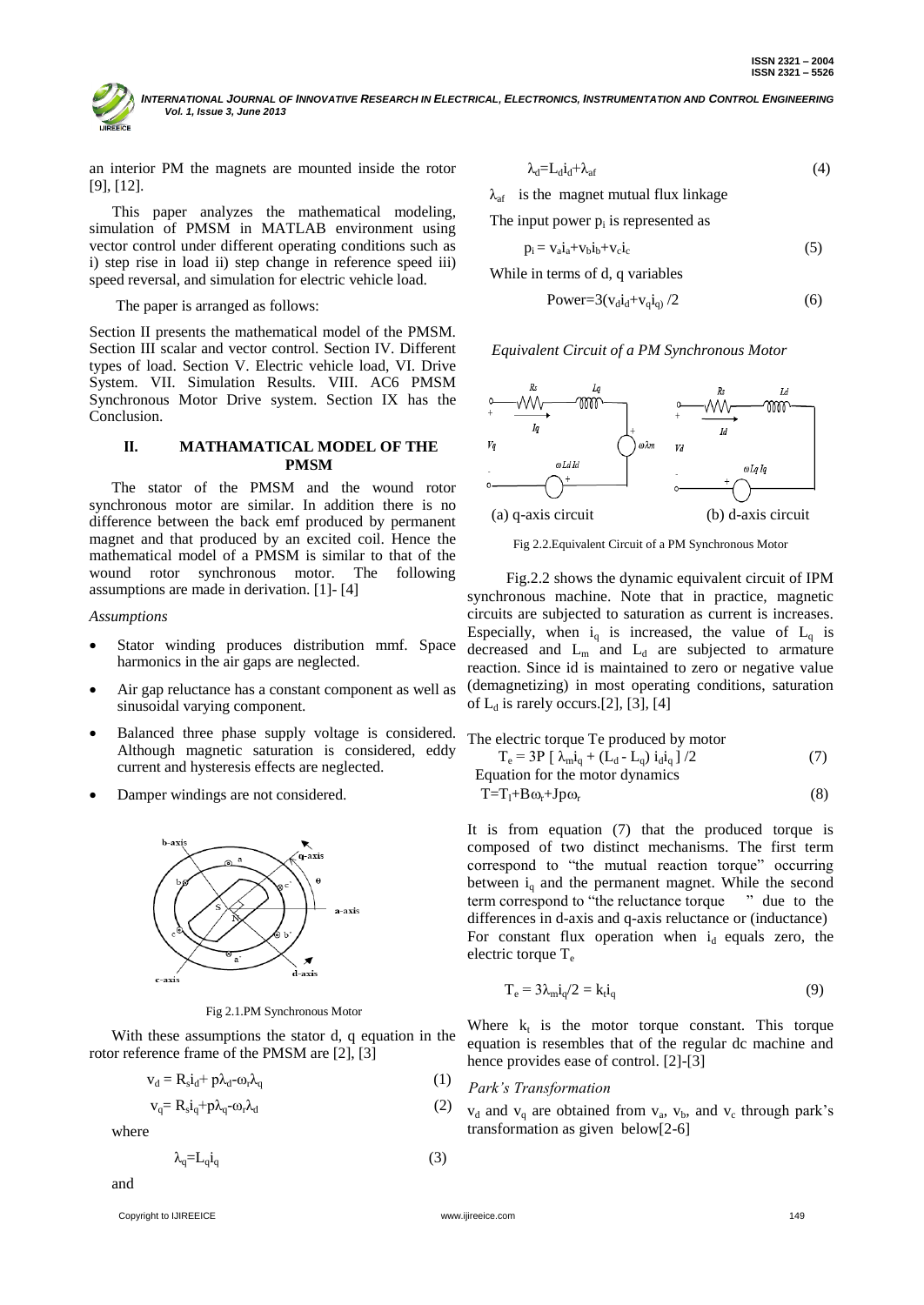an interior PM the magnets are mounted inside the rotor [9], [12].

This paper analyzes the mathematical modeling, simulation of PMSM in MATLAB environment using vector control under different operating conditions such as i) step rise in load ii) step change in reference speed iii) speed reversal, and simulation for electric vehicle load.

The paper is arranged as follows:

Section II presents the mathematical model of the PMSM. Section III scalar and vector control. Section IV. Different types of load. Section V. Electric vehicle load, VI. Drive System. VII. Simulation Results. VIII. AC6 PMSM Synchronous Motor Drive system. Section IX has the Conclusion.

## II. MATHAMATICAL MODEL OF THE PMSM

The stator of the PMSM and the wound rotor synchronous motor are similar. In addition there is no difference between the back emf produced by permanent magnet and that produced by an excited coil. Hence the mathematical model of a PMSM is similar to that of the wound rotor synchronous motor. The following assumptions are made in derivation. [1]- [4]

*Assumptions*

- Stator winding produces distribution mmf. Space harmonics in the air gaps are neglected.
- Air gap reluctance has a constant component as well as sinusoidal varying component.
- Balanced three phase supply voltage is considered. Although magnetic saturation is considered, eddy current and hysteresis effects are neglected.
- Damper windings are not considered.

Fig 2.1.PM Synchronous Motor

With these assumptions the stator d, q equation in the rotor reference frame of the PMSM are [2], [3]

$$v_d = R_s i_d + p\lambda_d - \omega_r \lambda_q \tag{1}$$

$$v_q = R_s i_q + p\lambda_q - \omega_r \lambda_d \tag{2}$$

where

$$\lambda_q = L_q i_q \tag{3}$$

and

$$\lambda_d = L_d i_d + \lambda_{af} \tag{4}$$

$\lambda_{af}$ is the magnet mutual flux linkage

The input power $p_i$ is represented as

$$p_i = v_a i_a + v_b i_b + v_c i_c \tag{5}$$

While in terms of d, q variables

$$\text{Power} = 3(v_d i_d + v_q i_q)/2 \tag{6}$$

*Equivalent Circuit of a PM Synchronous Motor*

(a) q-axis circuit (b) d-axis circuit

Fig 2.2.Equivalent Circuit of a PM Synchronous Motor

Fig.2.2 shows the dynamic equivalent circuit of IPM synchronous machine. Note that in practice, magnetic circuits are subjected to saturation as current is increases. Especially, when $i_q$ is increased, the value of $L_q$ is decreased and $L_m$ and $L_d$ are subjected to armature reaction. Since id is maintained to zero or negative value (demagnetizing) in most operating conditions, saturation of $L_d$ is rarely occurs.[2], [3], [4]

The electric torque Te produced by motor

$$T_e = 3P\,[\,\lambda_m i_q + (L_d - L_q)\, i_d i_q\,]/2 \tag{7}$$

Equation for the motor dynamics

$$T = T_l + B\omega_r + Jp\omega_r \tag{8}$$

It is from equation (7) that the produced torque is composed of two distinct mechanisms. The first term correspond to "the mutual reaction torque" occurring between $i_q$ and the permanent magnet. While the second term correspond to "the reluctance torque " due to the differences in d-axis and q-axis reluctance or (inductance) For constant flux operation when $i_d$ equals zero, the electric torque $T_e$

$$T_e = 3\lambda_m i_q/2 = k_t i_q \tag{9}$$

Where $k_t$ is the motor torque constant. This torque equation is resembles that of the regular dc machine and hence provides ease of control. [2]-[3]

*Park's Transformation*

$v_d$ and $v_q$ are obtained from $v_a$, $v_b$, and $v_c$ through park's transformation as given below[2-6]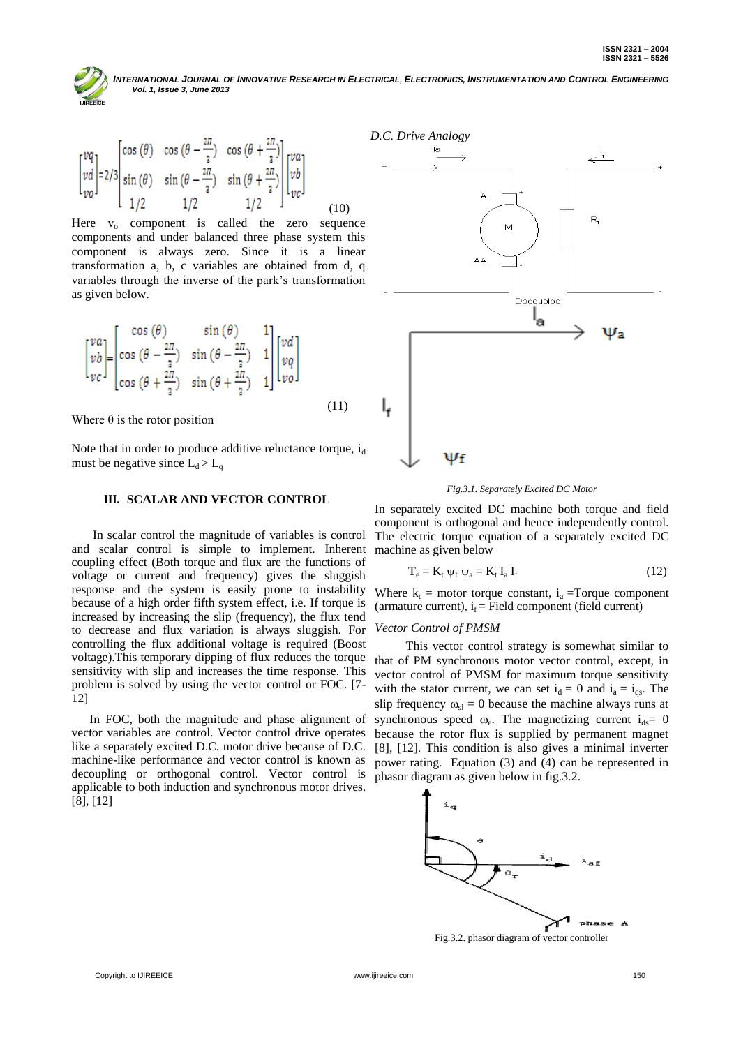$$\begin{bmatrix} vq \\ vd \\ vo \end{bmatrix} = 2/3 \begin{bmatrix} \cos(\theta) & \cos\left(\theta - \frac{2\pi}{3}\right) & \cos\left(\theta + \frac{2\pi}{3}\right) \\ \sin(\theta) & \sin\left(\theta - \frac{2\pi}{3}\right) & \sin\left(\theta + \frac{2\pi}{3}\right) \\ 1/2 & 1/2 & 1/2 \end{bmatrix} \begin{bmatrix} va \\ vb \\ vc \end{bmatrix} \quad (10)$$

Here $v_o$ component is called the zero sequence components and under balanced three phase system this component is always zero. Since it is a linear transformation a, b, c variables are obtained from d, q variables through the inverse of the park's transformation as given below.

$$\begin{bmatrix} va \\ vb \\ vc \end{bmatrix} = \begin{bmatrix} \cos(\theta) & \sin(\theta) & 1 \\ \cos\left(\theta - \frac{2\pi}{3}\right) & \sin\left(\theta - \frac{2\pi}{3}\right) & 1 \\ \cos\left(\theta + \frac{2\pi}{3}\right) & \sin\left(\theta + \frac{2\pi}{3}\right) & 1 \end{bmatrix} \begin{bmatrix} vd \\ vq \\ vo \end{bmatrix} \quad (11)$$

Where θ is the rotor position

Note that in order to produce additive reluctance torque, $i_d$ must be negative since $L_d > L_q$

## III. SCALAR AND VECTOR CONTROL

In scalar control the magnitude of variables is control and scalar control is simple to implement. Inherent coupling effect (Both torque and flux are the functions of voltage or current and frequency) gives the sluggish response and the system is easily prone to instability because of a high order fifth system effect, i.e. If torque is increased by increasing the slip (frequency), the flux tend to decrease and flux variation is always sluggish. For controlling the flux additional voltage is required (Boost voltage).This temporary dipping of flux reduces the torque sensitivity with slip and increases the time response. This problem is solved by using the vector control or FOC. [7-12]

In FOC, both the magnitude and phase alignment of vector variables are control. Vector control drive operates like a separately excited D.C. motor drive because of D.C. machine-like performance and vector control is known as decoupling or orthogonal control. Vector control is applicable to both induction and synchronous motor drives. [8], [12]

*D.C. Drive Analogy*

*Fig.3.1. Separately Excited DC Motor*

In separately excited DC machine both torque and field component is orthogonal and hence independently control. The electric torque equation of a separately excited DC machine as given below

$$T_e = K_t \psi_f \psi_a = K_t I_a I_f \quad (12)$$

Where $k_t$ = motor torque constant, $i_a$ =Torque component (armature current), $i_f$ = Field component (field current)

*Vector Control of PMSM*

This vector control strategy is somewhat similar to that of PM synchronous motor vector control, except, in vector control of PMSM for maximum torque sensitivity with the stator current, we can set $i_d = 0$ and $i_a = i_{qs}$. The slip frequency $\omega_{sl} = 0$ because the machine always runs at synchronous speed $\omega_e$. The magnetizing current $i_{ds} = 0$ because the rotor flux is supplied by permanent magnet [8], [12]. This condition is also gives a minimal inverter power rating. Equation (3) and (4) can be represented in phasor diagram as given below in fig.3.2.

Fig.3.2. phasor diagram of vector controller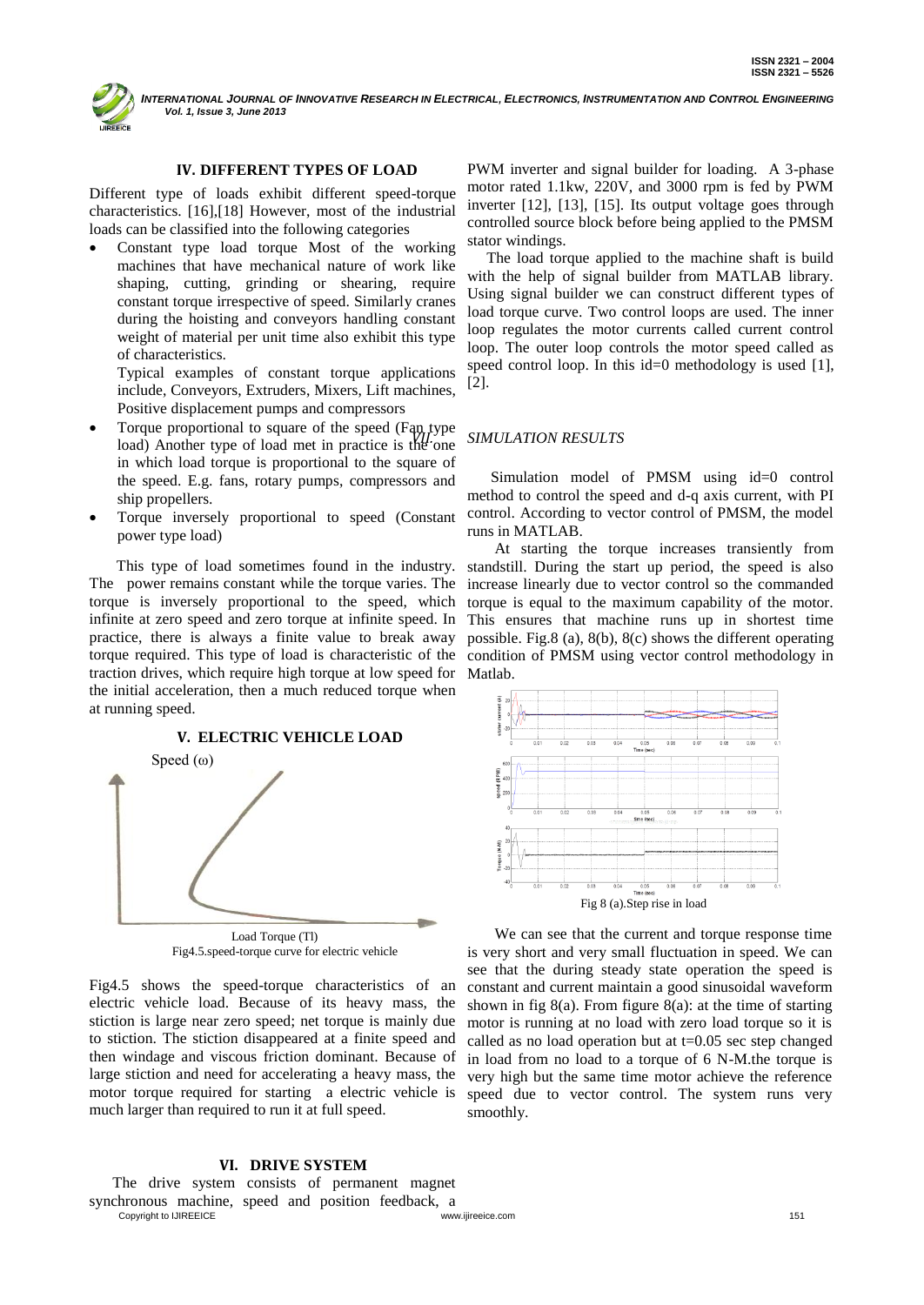## IV. DIFFERENT TYPES OF LOAD

Different type of loads exhibit different speed-torque characteristics. [16],[18] However, most of the industrial loads can be classified into the following categories

- Constant type load torque Most of the working machines that have mechanical nature of work like shaping, cutting, grinding or shearing, require constant torque irrespective of speed. Similarly cranes during the hoisting and conveyors handling constant weight of material per unit time also exhibit this type of characteristics.

  Typical examples of constant torque applications include, Conveyors, Extruders, Mixers, Lift machines, Positive displacement pumps and compressors
- Torque proportional to square of the speed (Fan type load) Another type of load met in practice is the one in which load torque is proportional to the square of the speed. E.g. fans, rotary pumps, compressors and ship propellers.
- Torque inversely proportional to speed (Constant power type load)

This type of load sometimes found in the industry. The power remains constant while the torque varies. The torque is inversely proportional to the speed, which infinite at zero speed and zero torque at infinite speed. In practice, there is always a finite value to break away torque required. This type of load is characteristic of the traction drives, which require high torque at low speed for the initial acceleration, then a much reduced torque when at running speed.

## V. ELECTRIC VEHICLE LOAD

Fig4.5.speed-torque curve for electric vehicle

Fig4.5 shows the speed-torque characteristics of an electric vehicle load. Because of its heavy mass, the stiction is large near zero speed; net torque is mainly due to stiction. The stiction disappeared at a finite speed and then windage and viscous friction dominant. Because of large stiction and need for accelerating a heavy mass, the motor torque required for starting a electric vehicle is much larger than required to run it at full speed.

## VI. DRIVE SYSTEM

The drive system consists of permanent magnet synchronous machine, speed and position feedback, a PWM inverter and signal builder for loading. A 3-phase motor rated 1.1kw, 220V, and 3000 rpm is fed by PWM inverter [12], [13], [15]. Its output voltage goes through controlled source block before being applied to the PMSM stator windings.

The load torque applied to the machine shaft is build with the help of signal builder from MATLAB library. Using signal builder we can construct different types of load torque curve. Two control loops are used. The inner loop regulates the motor currents called current control loop. The outer loop controls the motor speed called as speed control loop. In this id=0 methodology is used [1], [2].

## VII. SIMULATION RESULTS

Simulation model of PMSM using id=0 control method to control the speed and d-q axis current, with PI control. According to vector control of PMSM, the model runs in MATLAB.

At starting the torque increases transiently from standstill. During the start up period, the speed is also increase linearly due to vector control so the commanded torque is equal to the maximum capability of the motor. This ensures that machine runs up in shortest time possible. Fig.8 (a), 8(b), 8(c) shows the different operating condition of PMSM using vector control methodology in Matlab.

Fig 8 (a).Step rise in load

We can see that the current and torque response time is very short and very small fluctuation in speed. We can see that the during steady state operation the speed is constant and current maintain a good sinusoidal waveform shown in fig 8(a). From figure 8(a): at the time of starting motor is running at no load with zero load torque so it is called as no load operation but at t=0.05 sec step changed in load from no load to a torque of 6 N-M.the torque is very high but the same time motor achieve the reference speed due to vector control. The system runs very smoothly.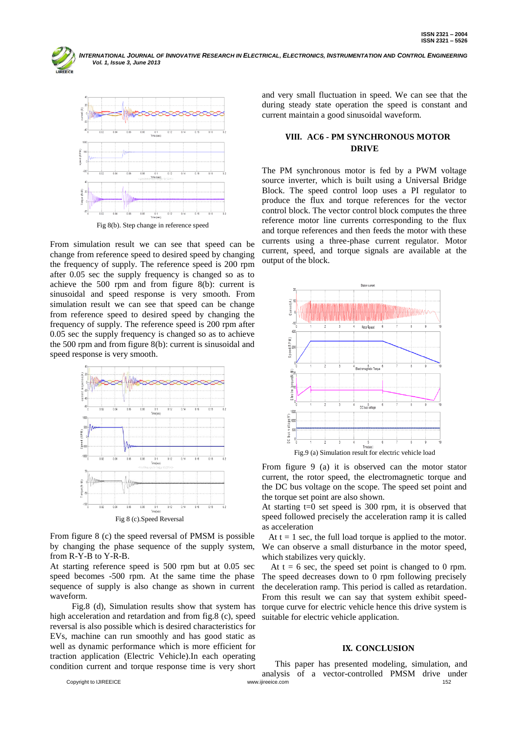Fig 8(b). Step change in reference speed

From simulation result we can see that speed can be change from reference speed to desired speed by changing the frequency of supply. The reference speed is 200 rpm after 0.05 sec the supply frequency is changed so as to achieve the 500 rpm and from figure 8(b): current is sinusoidal and speed response is very smooth. From simulation result we can see that speed can be change from reference speed to desired speed by changing the frequency of supply. The reference speed is 200 rpm after 0.05 sec the supply frequency is changed so as to achieve the 500 rpm and from figure 8(b): current is sinusoidal and speed response is very smooth.

Fig 8 (c).Speed Reversal

From figure 8 (c) the speed reversal of PMSM is possible by changing the phase sequence of the supply system, from R-Y-B to Y-R-B.

At starting reference speed is 500 rpm but at 0.05 sec speed becomes -500 rpm. At the same time the phase sequence of supply is also change as shown in current waveform.

Fig.8 (d), Simulation results show that system has high acceleration and retardation and from fig.8 (c), speed reversal is also possible which is desired characteristics for EVs, machine can run smoothly and has good static as well as dynamic performance which is more efficient for traction application (Electric Vehicle).In each operating condition current and torque response time is very short and very small fluctuation in speed. We can see that the during steady state operation the speed is constant and current maintain a good sinusoidal waveform.

## VIII. AC6 - PM SYNCHRONOUS MOTOR DRIVE

The PM synchronous motor is fed by a PWM voltage source inverter, which is built using a Universal Bridge Block. The speed control loop uses a PI regulator to produce the flux and torque references for the vector control block. The vector control block computes the three reference motor line currents corresponding to the flux and torque references and then feeds the motor with these currents using a three-phase current regulator. Motor current, speed, and torque signals are available at the output of the block.

Fig.9 (a) Simulation result for electric vehicle load

From figure 9 (a) it is observed can the motor stator current, the rotor speed, the electromagnetic torque and the DC bus voltage on the scope. The speed set point and the torque set point are also shown.

At starting t=0 set speed is 300 rpm, it is observed that speed followed precisely the acceleration ramp it is called as acceleration

At t = 1 sec, the full load torque is applied to the motor. We can observe a small disturbance in the motor speed, which stabilizes very quickly.

At t = 6 sec, the speed set point is changed to 0 rpm. The speed decreases down to 0 rpm following precisely the deceleration ramp. This period is called as retardation. From this result we can say that system exhibit speed-torque curve for electric vehicle hence this drive system is suitable for electric vehicle application.

## IX. CONCLUSION

This paper has presented modeling, simulation, and analysis of a vector-controlled PMSM drive under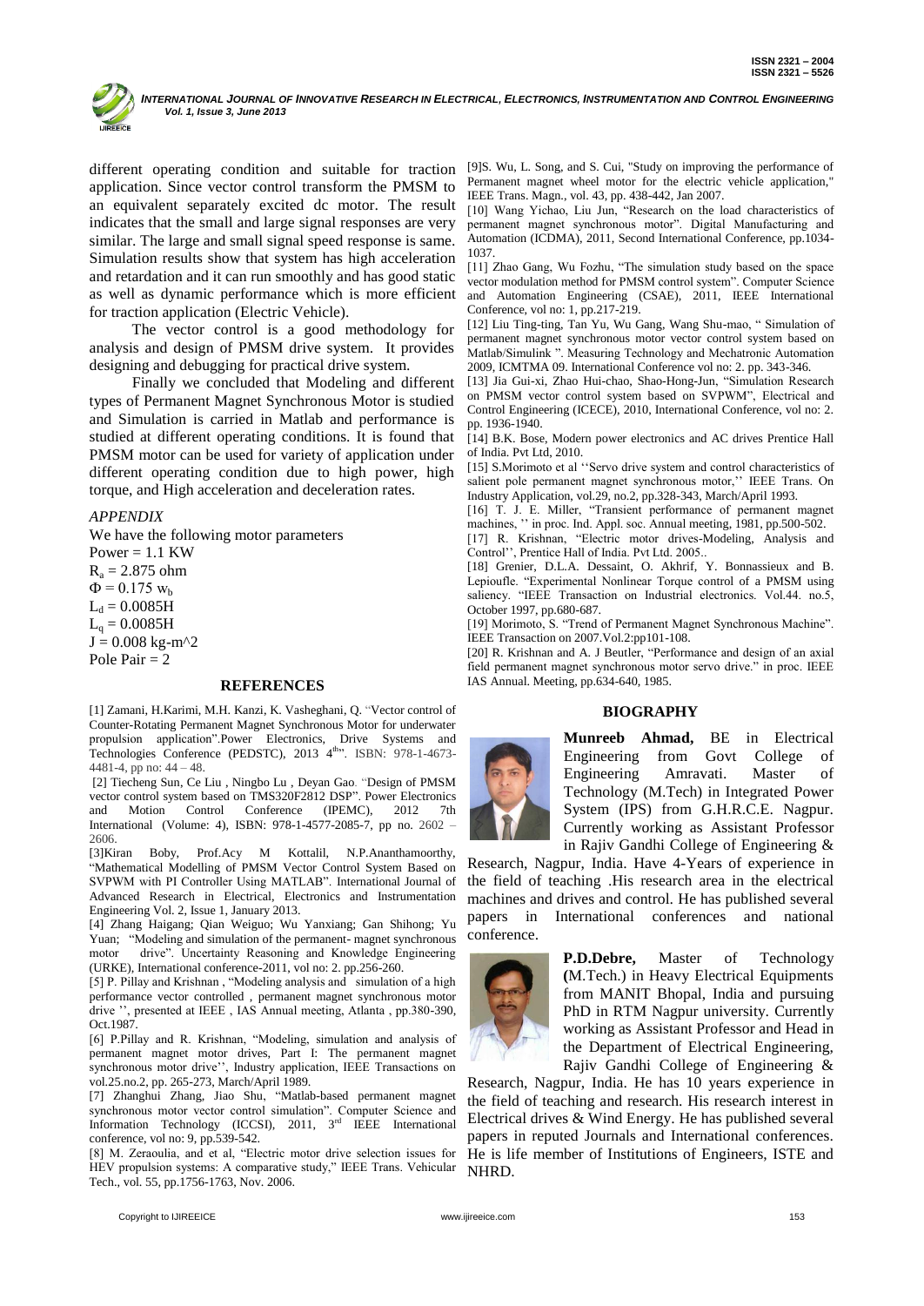different operating condition and suitable for traction application. Since vector control transform the PMSM to an equivalent separately excited dc motor. The result indicates that the small and large signal responses are very similar. The large and small signal speed response is same. Simulation results show that system has high acceleration and retardation and it can run smoothly and has good static as well as dynamic performance which is more efficient for traction application (Electric Vehicle).

The vector control is a good methodology for analysis and design of PMSM drive system. It provides designing and debugging for practical drive system.

Finally we concluded that Modeling and different types of Permanent Magnet Synchronous Motor is studied and Simulation is carried in Matlab and performance is studied at different operating conditions. It is found that PMSM motor can be used for variety of application under different operating condition due to high power, high torque, and High acceleration and deceleration rates.

## *APPENDIX*

We have the following motor parameters

Power = 1.1 KW

$R_a$ = 2.875 ohm

$\Phi$ = 0.175 $w_b$

$L_d$ = 0.0085H

$L_q$ = 0.0085H

J = 0.008 kg-m^2

Pole Pair = 2

## REFERENCES

[1] Zamani, H.Karimi, M.H. Kanzi, K. Vasheghani, Q. "Vector control of Counter-Rotating Permanent Magnet Synchronous Motor for underwater propulsion application".Power Electronics, Drive Systems and Technologies Conference (PEDSTC), 2013 4th". ISBN: 978-1-4673-4481-4, pp no: 44 – 48.

[2] Tiecheng Sun, Ce Liu , Ningbo Lu , Deyan Gao. "Design of PMSM vector control system based on TMS320F2812 DSP". Power Electronics and Motion Control Conference (IPEMC), 2012 7th International (Volume: 4), ISBN: 978-1-4577-2085-7, pp no. 2602 – 2606.

[3]Kiran Boby, Prof.Acy M Kottalil, N.P.Ananthamoorthy, "Mathematical Modelling of PMSM Vector Control System Based on SVPWM with PI Controller Using MATLAB". International Journal of Advanced Research in Electrical, Electronics and Instrumentation Engineering Vol. 2, Issue 1, January 2013.

[4] Zhang Haigang; Qian Weiguo; Wu Yanxiang; Gan Shihong; Yu Yuan; "Modeling and simulation of the permanent- magnet synchronous motor drive". Uncertainty Reasoning and Knowledge Engineering (URKE), International conference-2011, vol no: 2. pp.256-260.

[5] P. Pillay and Krishnan , "Modeling analysis and simulation of a high performance vector controlled , permanent magnet synchronous motor drive '', presented at IEEE , IAS Annual meeting, Atlanta , pp.380-390, Oct.1987.

[6] P.Pillay and R. Krishnan, "Modeling, simulation and analysis of permanent magnet motor drives, Part I: The permanent magnet synchronous motor drive'', Industry application, IEEE Transactions on vol.25.no.2, pp. 265-273, March/April 1989.

[7] Zhanghui Zhang, Jiao Shu, "Matlab-based permanent magnet synchronous motor vector control simulation". Computer Science and Information Technology (ICCSI), 2011, 3rd IEEE International conference, vol no: 9, pp.539-542.

[8] M. Zeraoulia, and et al, "Electric motor drive selection issues for HEV propulsion systems: A comparative study," IEEE Trans. Vehicular Tech., vol. 55, pp.1756-1763, Nov. 2006.

[9]S. Wu, L. Song, and S. Cui, "Study on improving the performance of Permanent magnet wheel motor for the electric vehicle application," IEEE Trans. Magn., vol. 43, pp. 438-442, Jan 2007.

[10] Wang Yichao, Liu Jun, "Research on the load characteristics of permanent magnet synchronous motor". Digital Manufacturing and Automation (ICDMA), 2011, Second International Conference, pp.1034-1037.

[11] Zhao Gang, Wu Fozhu, "The simulation study based on the space vector modulation method for PMSM control system". Computer Science and Automation Engineering (CSAE), 2011, IEEE International Conference, vol no: 1, pp.217-219.

[12] Liu Ting-ting, Tan Yu, Wu Gang, Wang Shu-mao, " Simulation of permanent magnet synchronous motor vector control system based on Matlab/Simulink ". Measuring Technology and Mechatronic Automation 2009, ICMTMA 09. International Conference vol no: 2. pp. 343-346.

[13] Jia Gui-xi, Zhao Hui-chao, Shao-Hong-Jun, "Simulation Research on PMSM vector control system based on SVPWM", Electrical and Control Engineering (ICECE), 2010, International Conference, vol no: 2. pp. 1936-1940.

[14] B.K. Bose, Modern power electronics and AC drives Prentice Hall of India. Pvt Ltd, 2010.

[15] S.Morimoto et al ''Servo drive system and control characteristics of salient pole permanent magnet synchronous motor,'' IEEE Trans. On Industry Application, vol.29, no.2, pp.328-343, March/April 1993.

[16] T. J. E. Miller, "Transient performance of permanent magnet machines, '' in proc. Ind. Appl. soc. Annual meeting, 1981, pp.500-502.

[17] R. Krishnan, "Electric motor drives-Modeling, Analysis and Control'', Prentice Hall of India. Pvt Ltd. 2005..

[18] Grenier, D.L.A. Dessaint, O. Akhrif, Y. Bonnassieux and B. Lepioufle. "Experimental Nonlinear Torque control of a PMSM using saliency. "IEEE Transaction on Industrial electronics. Vol.44. no.5, October 1997, pp.680-687.

[19] Morimoto, S. "Trend of Permanent Magnet Synchronous Machine". IEEE Transaction on 2007.Vol.2:pp101-108.

[20] R. Krishnan and A. J Beutler, "Performance and design of an axial field permanent magnet synchronous motor servo drive." in proc. IEEE IAS Annual. Meeting, pp.634-640, 1985.

## BIOGRAPHY

**Munreeb Ahmad,** BE in Electrical Engineering from Govt College of Engineering Amravati. Master of Technology (M.Tech) in Integrated Power System (IPS) from G.H.R.C.E. Nagpur. Currently working as Assistant Professor in Rajiv Gandhi College of Engineering & Research, Nagpur, India. Have 4-Years of experience in the field of teaching .His research area in the electrical machines and drives and control. He has published several papers in International conferences and national conference.

**P.D.Debre,** Master of Technology **(**M.Tech.) in Heavy Electrical Equipments from MANIT Bhopal, India and pursuing PhD in RTM Nagpur university. Currently working as Assistant Professor and Head in the Department of Electrical Engineering, Rajiv Gandhi College of Engineering & Research, Nagpur, India. He has 10 years experience in the field of teaching and research. His research interest in Electrical drives & Wind Energy. He has published several papers in reputed Journals and International conferences. He is life member of Institutions of Engineers, ISTE and NHRD.